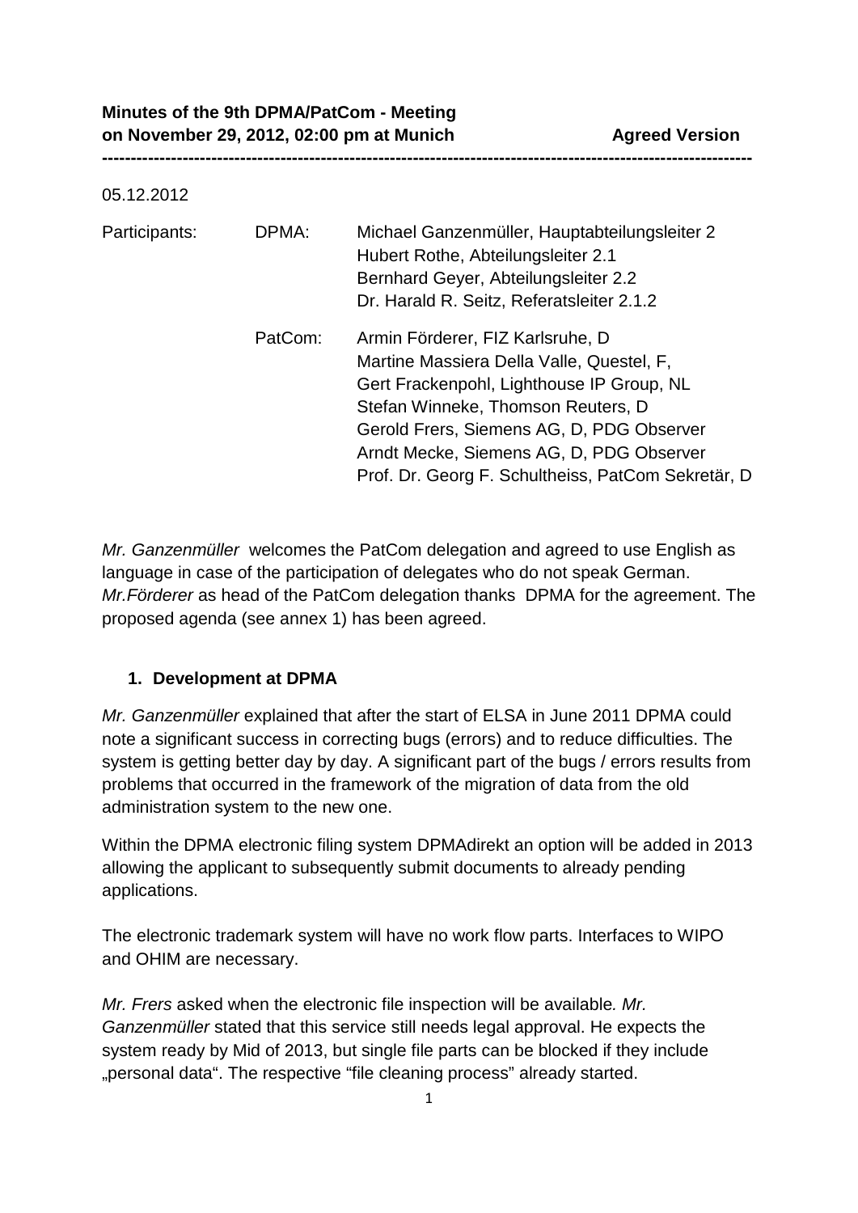**Minutes of the 9th DPMA/PatCom - Meeting on November 29, 2012, 02:00 pm at Munich** **Agreed Version**

---

05.12.2012

| Participants: | DPMA: | Michael Ganzenmüller, Hauptabteilungsleiter 2<br>Hubert Rothe, Abteilungsleiter 2.1<br>Bernhard Geyer, Abteilungsleiter 2.2<br>Dr. Harald R. Seitz, Referatsleiter 2.1.2 |
|---|---|---|
| | PatCom: | Armin Förderer, FIZ Karlsruhe, D<br>Martine Massiera Della Valle, Questel, F,<br>Gert Frackenpohl, Lighthouse IP Group, NL<br>Stefan Winneke, Thomson Reuters, D<br>Gerold Frers, Siemens AG, D, PDG Observer<br>Arndt Mecke, Siemens AG, D, PDG Observer<br>Prof. Dr. Georg F. Schultheiss, PatCom Sekretär, D |

*Mr. Ganzenmüller* welcomes the PatCom delegation and agreed to use English as language in case of the participation of delegates who do not speak German. *Mr.Förderer* as head of the PatCom delegation thanks DPMA for the agreement. The proposed agenda (see annex 1) has been agreed.

1. **Development at DPMA**

*Mr. Ganzenmüller* explained that after the start of ELSA in June 2011 DPMA could note a significant success in correcting bugs (errors) and to reduce difficulties. The system is getting better day by day. A significant part of the bugs / errors results from problems that occurred in the framework of the migration of data from the old administration system to the new one.

Within the DPMA electronic filing system DPMAdirekt an option will be added in 2013 allowing the applicant to subsequently submit documents to already pending applications.

The electronic trademark system will have no work flow parts. Interfaces to WIPO and OHIM are necessary.

*Mr. Frers* asked when the electronic file inspection will be available*. Mr. Ganzenmüller* stated that this service still needs legal approval. He expects the system ready by Mid of 2013, but single file parts can be blocked if they include „personal data". The respective "file cleaning process" already started.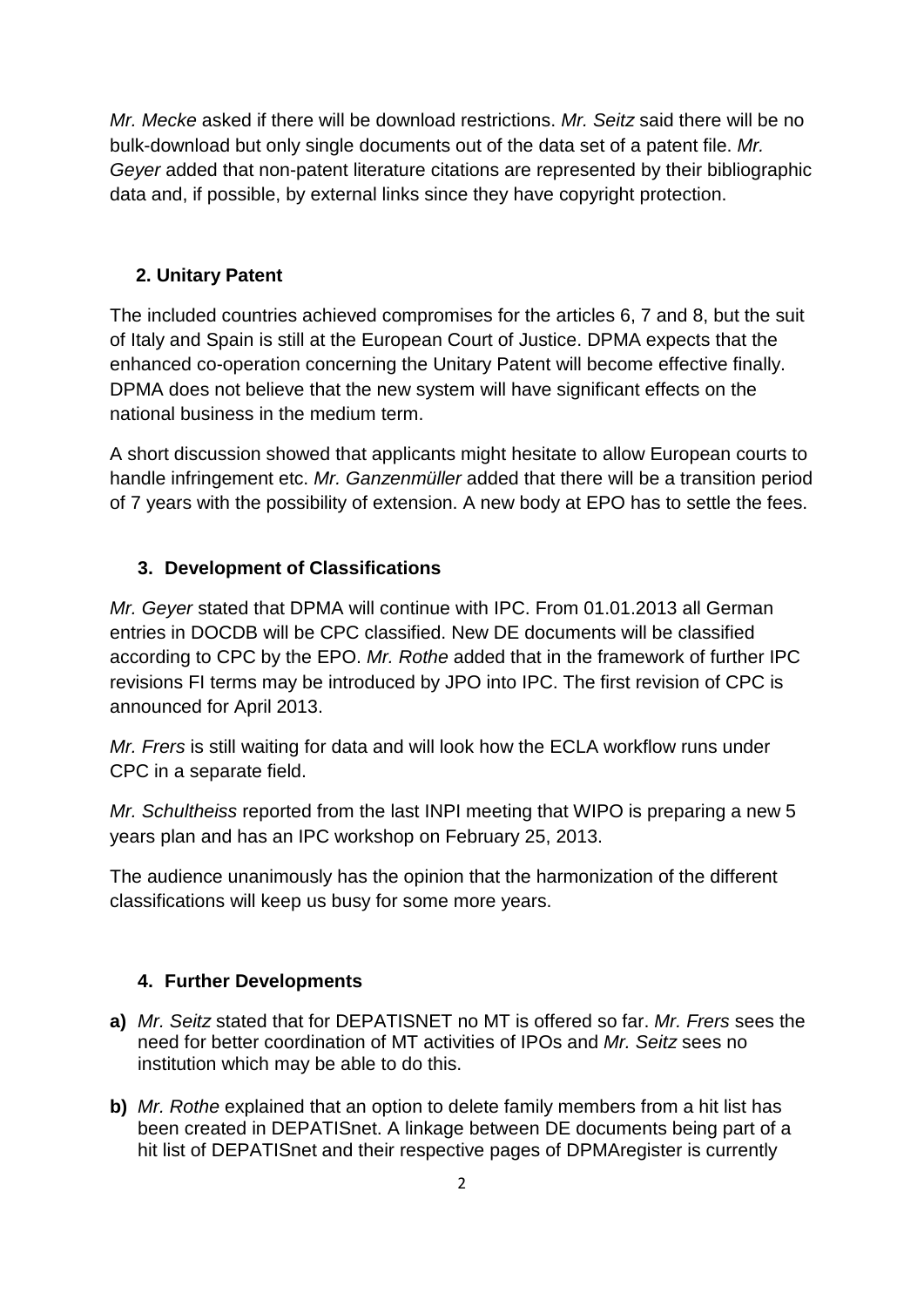*Mr. Mecke* asked if there will be download restrictions. *Mr. Seitz* said there will be no bulk-download but only single documents out of the data set of a patent file. *Mr. Geyer* added that non-patent literature citations are represented by their bibliographic data and, if possible, by external links since they have copyright protection.

## 2. Unitary Patent

The included countries achieved compromises for the articles 6, 7 and 8, but the suit of Italy and Spain is still at the European Court of Justice. DPMA expects that the enhanced co-operation concerning the Unitary Patent will become effective finally. DPMA does not believe that the new system will have significant effects on the national business in the medium term.

A short discussion showed that applicants might hesitate to allow European courts to handle infringement etc. *Mr. Ganzenmüller* added that there will be a transition period of 7 years with the possibility of extension. A new body at EPO has to settle the fees.

## 3. Development of Classifications

*Mr. Geyer* stated that DPMA will continue with IPC. From 01.01.2013 all German entries in DOCDB will be CPC classified. New DE documents will be classified according to CPC by the EPO. *Mr. Rothe* added that in the framework of further IPC revisions FI terms may be introduced by JPO into IPC. The first revision of CPC is announced for April 2013.

*Mr. Frers* is still waiting for data and will look how the ECLA workflow runs under CPC in a separate field.

*Mr. Schultheiss* reported from the last INPI meeting that WIPO is preparing a new 5 years plan and has an IPC workshop on February 25, 2013.

The audience unanimously has the opinion that the harmonization of the different classifications will keep us busy for some more years.

## 4. Further Developments

**a)** *Mr. Seitz* stated that for DEPATISNET no MT is offered so far. *Mr. Frers* sees the need for better coordination of MT activities of IPOs and *Mr. Seitz* sees no institution which may be able to do this.

**b)** *Mr. Rothe* explained that an option to delete family members from a hit list has been created in DEPATISnet. A linkage between DE documents being part of a hit list of DEPATISnet and their respective pages of DPMAregister is currently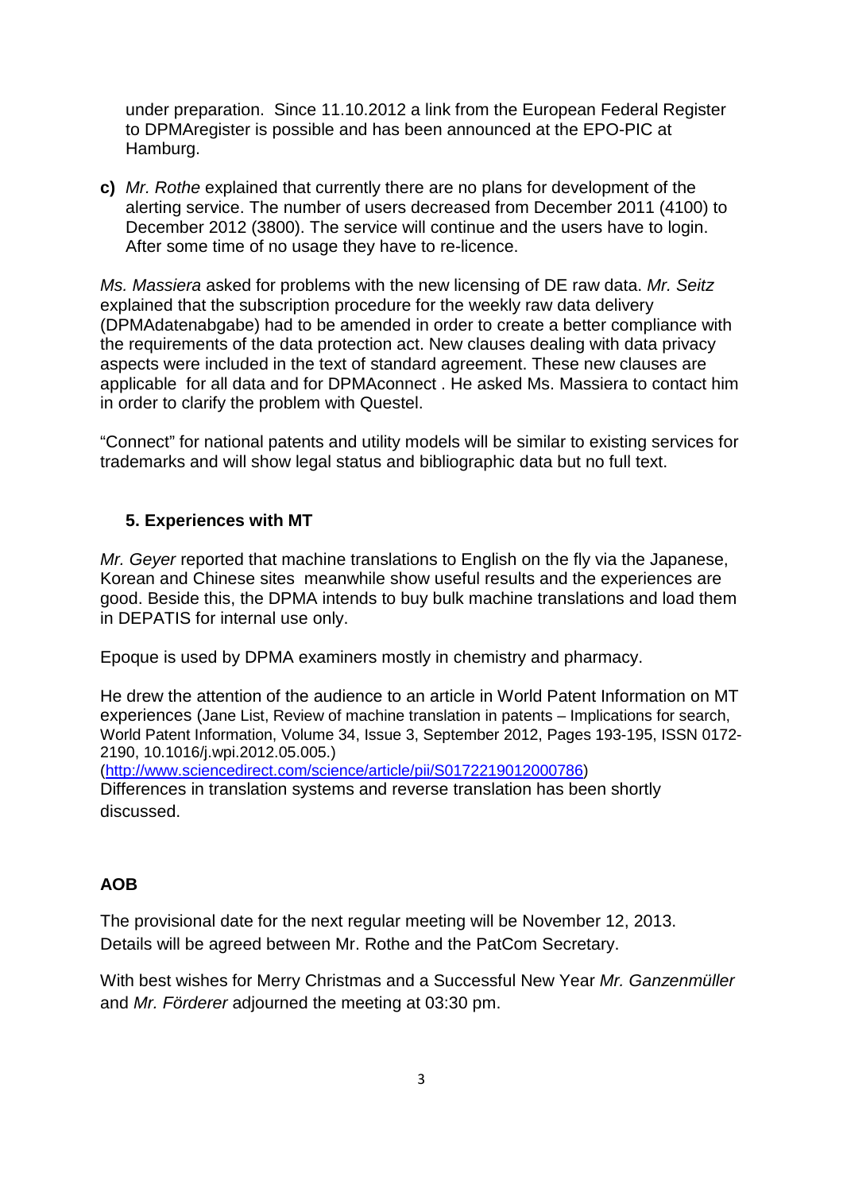under preparation. Since 11.10.2012 a link from the European Federal Register to DPMAregister is possible and has been announced at the EPO-PIC at Hamburg.

**c)** *Mr. Rothe* explained that currently there are no plans for development of the alerting service. The number of users decreased from December 2011 (4100) to December 2012 (3800). The service will continue and the users have to login. After some time of no usage they have to re-licence.

*Ms. Massiera* asked for problems with the new licensing of DE raw data. *Mr. Seitz* explained that the subscription procedure for the weekly raw data delivery (DPMAdatenabgabe) had to be amended in order to create a better compliance with the requirements of the data protection act. New clauses dealing with data privacy aspects were included in the text of standard agreement. These new clauses are applicable for all data and for DPMAconnect . He asked Ms. Massiera to contact him in order to clarify the problem with Questel.

"Connect" for national patents and utility models will be similar to existing services for trademarks and will show legal status and bibliographic data but no full text.

### 5. Experiences with MT

*Mr. Geyer* reported that machine translations to English on the fly via the Japanese, Korean and Chinese sites meanwhile show useful results and the experiences are good. Beside this, the DPMA intends to buy bulk machine translations and load them in DEPATIS for internal use only.

Epoque is used by DPMA examiners mostly in chemistry and pharmacy.

He drew the attention of the audience to an article in World Patent Information on MT experiences (Jane List, Review of machine translation in patents – Implications for search, World Patent Information, Volume 34, Issue 3, September 2012, Pages 193-195, ISSN 0172-2190, 10.1016/j.wpi.2012.05.005.)
(http://www.sciencedirect.com/science/article/pii/S0172219012000786)
Differences in translation systems and reverse translation has been shortly discussed.

### AOB

The provisional date for the next regular meeting will be November 12, 2013.
Details will be agreed between Mr. Rothe and the PatCom Secretary.

With best wishes for Merry Christmas and a Successful New Year *Mr. Ganzenmüller* and *Mr. Förderer* adjourned the meeting at 03:30 pm.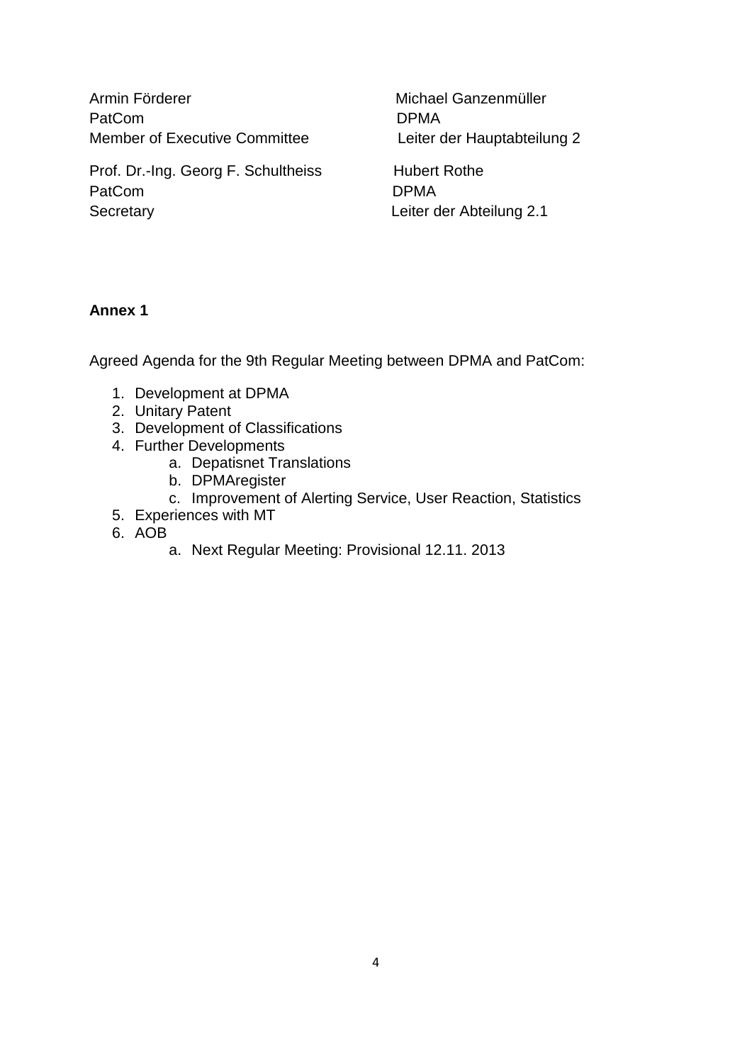| | |
|---|---|
| Armin Förderer<br>PatCom<br>Member of Executive Committee | Michael Ganzenmüller<br>DPMA<br>Leiter der Hauptabteilung 2 |
| Prof. Dr.-Ing. Georg F. Schultheiss<br>PatCom<br>Secretary | Hubert Rothe<br>DPMA<br>Leiter der Abteilung 2.1 |

**Annex 1**

Agreed Agenda for the 9th Regular Meeting between DPMA and PatCom:

1. Development at DPMA
2. Unitary Patent
3. Development of Classifications
4. Further Developments
   a. Depatisnet Translations
   b. DPMAregister
   c. Improvement of Alerting Service, User Reaction, Statistics
5. Experiences with MT
6. AOB
   a. Next Regular Meeting: Provisional 12.11. 2013